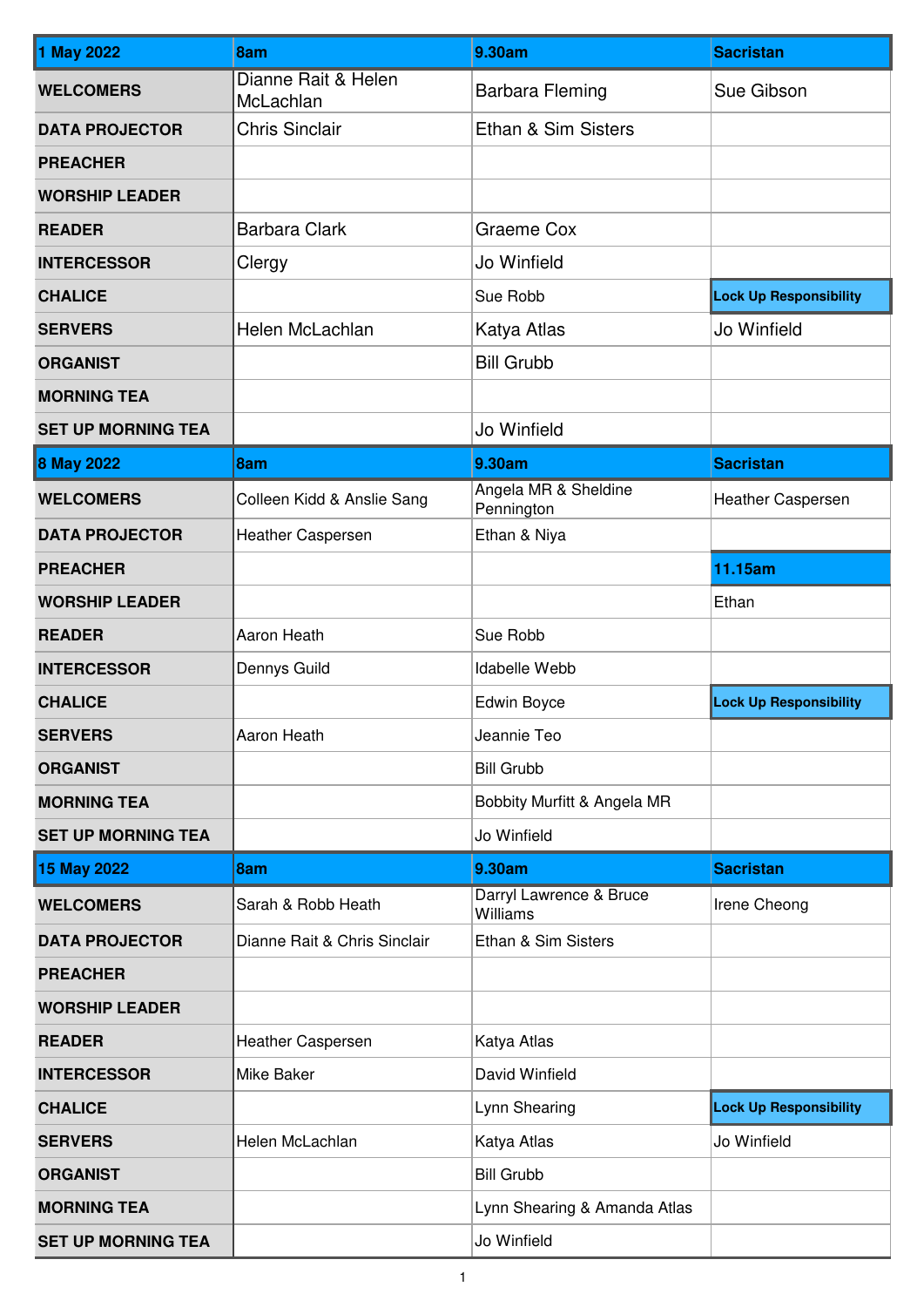| 1 May 2022 | 8am | 9.30am | Sacristan |
|---|---|---|---|
| WELCOMERS | Dianne Rait & Helen McLachlan | Barbara Fleming | Sue Gibson |
| DATA PROJECTOR | Chris Sinclair | Ethan & Sim Sisters | |
| PREACHER | | | |
| WORSHIP LEADER | | | |
| READER | Barbara Clark | Graeme Cox | |
| INTERCESSOR | Clergy | Jo Winfield | |
| CHALICE | | Sue Robb | **Lock Up Responsibility** |
| SERVERS | Helen McLachlan | Katya Atlas | Jo Winfield |
| ORGANIST | | Bill Grubb | |
| MORNING TEA | | | |
| SET UP MORNING TEA | | Jo Winfield | |

| 8 May 2022 | 8am | 9.30am | Sacristan |
|---|---|---|---|
| WELCOMERS | Colleen Kidd & Anslie Sang | Angela MR & Sheldine Pennington | Heather Caspersen |
| DATA PROJECTOR | Heather Caspersen | Ethan & Niya | |
| PREACHER | | | **11.15am** |
| WORSHIP LEADER | | | Ethan |
| READER | Aaron Heath | Sue Robb | |
| INTERCESSOR | Dennys Guild | Idabelle Webb | |
| CHALICE | | Edwin Boyce | **Lock Up Responsibility** |
| SERVERS | Aaron Heath | Jeannie Teo | |
| ORGANIST | | Bill Grubb | |
| MORNING TEA | | Bobbity Murfitt & Angela MR | |
| SET UP MORNING TEA | | Jo Winfield | |

| 15 May 2022 | 8am | 9.30am | Sacristan |
|---|---|---|---|
| WELCOMERS | Sarah & Robb Heath | Darryl Lawrence & Bruce Williams | Irene Cheong |
| DATA PROJECTOR | Dianne Rait & Chris Sinclair | Ethan & Sim Sisters | |
| PREACHER | | | |
| WORSHIP LEADER | | | |
| READER | Heather Caspersen | Katya Atlas | |
| INTERCESSOR | Mike Baker | David Winfield | |
| CHALICE | | Lynn Shearing | **Lock Up Responsibility** |
| SERVERS | Helen McLachlan | Katya Atlas | Jo Winfield |
| ORGANIST | | Bill Grubb | |
| MORNING TEA | | Lynn Shearing & Amanda Atlas | |
| SET UP MORNING TEA | | Jo Winfield | |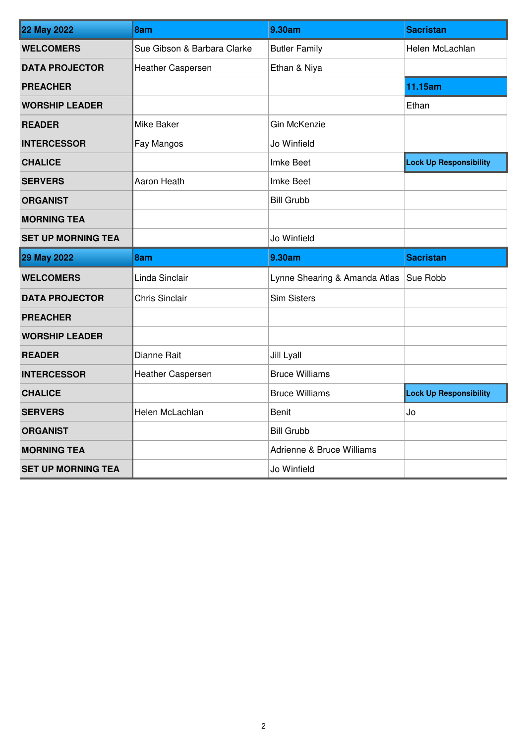| 22 May 2022 | 8am | 9.30am | Sacristan |
|---|---|---|---|
| **WELCOMERS** | Sue Gibson & Barbara Clarke | Butler Family | Helen McLachlan |
| **DATA PROJECTOR** | Heather Caspersen | Ethan & Niya | |
| **PREACHER** | | | **11.15am** |
| **WORSHIP LEADER** | | | Ethan |
| **READER** | Mike Baker | Gin McKenzie | |
| **INTERCESSOR** | Fay Mangos | Jo Winfield | |
| **CHALICE** | | Imke Beet | **Lock Up Responsibility** |
| **SERVERS** | Aaron Heath | Imke Beet | |
| **ORGANIST** | | Bill Grubb | |
| **MORNING TEA** | | | |
| **SET UP MORNING TEA** | | Jo Winfield | |
| **29 May 2022** | **8am** | **9.30am** | **Sacristan** |
| **WELCOMERS** | Linda Sinclair | Lynne Shearing & Amanda Atlas | Sue Robb |
| **DATA PROJECTOR** | Chris Sinclair | Sim Sisters | |
| **PREACHER** | | | |
| **WORSHIP LEADER** | | | |
| **READER** | Dianne Rait | Jill Lyall | |
| **INTERCESSOR** | Heather Caspersen | Bruce Williams | |
| **CHALICE** | | Bruce Williams | **Lock Up Responsibility** |
| **SERVERS** | Helen McLachlan | Benit | Jo |
| **ORGANIST** | | Bill Grubb | |
| **MORNING TEA** | | Adrienne & Bruce Williams | |
| **SET UP MORNING TEA** | | Jo Winfield | |